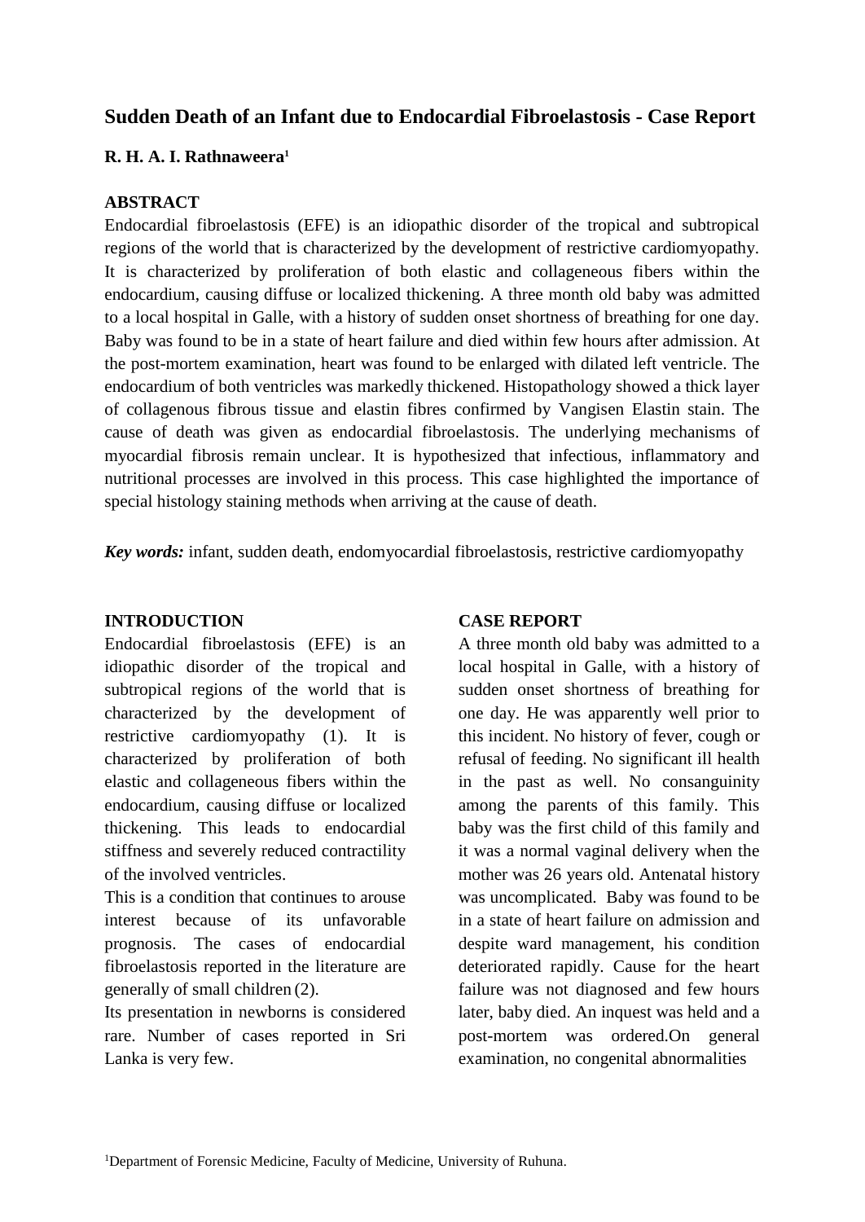# Sudden Death of an Infant due to Endocardial Fibroelastosis - Case Report

**R. H. A. I. Rathnaweera**[1]

## ABSTRACT

Endocardial fibroelastosis (EFE) is an idiopathic disorder of the tropical and subtropical regions of the world that is characterized by the development of restrictive cardiomyopathy. It is characterized by proliferation of both elastic and collageneous fibers within the endocardium, causing diffuse or localized thickening. A three month old baby was admitted to a local hospital in Galle, with a history of sudden onset shortness of breathing for one day. Baby was found to be in a state of heart failure and died within few hours after admission. At the post-mortem examination, heart was found to be enlarged with dilated left ventricle. The endocardium of both ventricles was markedly thickened. Histopathology showed a thick layer of collagenous fibrous tissue and elastin fibres confirmed by Vangisen Elastin stain. The cause of death was given as endocardial fibroelastosis. The underlying mechanisms of myocardial fibrosis remain unclear. It is hypothesized that infectious, inflammatory and nutritional processes are involved in this process. This case highlighted the importance of special histology staining methods when arriving at the cause of death.

***Key words:*** infant, sudden death, endomyocardial fibroelastosis, restrictive cardiomyopathy

## INTRODUCTION

Endocardial fibroelastosis (EFE) is an idiopathic disorder of the tropical and subtropical regions of the world that is characterized by the development of restrictive cardiomyopathy (1). It is characterized by proliferation of both elastic and collageneous fibers within the endocardium, causing diffuse or localized thickening. This leads to endocardial stiffness and severely reduced contractility of the involved ventricles.

This is a condition that continues to arouse interest because of its unfavorable prognosis. The cases of endocardial fibroelastosis reported in the literature are generally of small children (2).

Its presentation in newborns is considered rare. Number of cases reported in Sri Lanka is very few.

## CASE REPORT

A three month old baby was admitted to a local hospital in Galle, with a history of sudden onset shortness of breathing for one day. He was apparently well prior to this incident. No history of fever, cough or refusal of feeding. No significant ill health in the past as well. No consanguinity among the parents of this family. This baby was the first child of this family and it was a normal vaginal delivery when the mother was 26 years old. Antenatal history was uncomplicated. Baby was found to be in a state of heart failure on admission and despite ward management, his condition deteriorated rapidly. Cause for the heart failure was not diagnosed and few hours later, baby died. An inquest was held and a post-mortem was ordered.On general examination, no congenital abnormalities

[1]Department of Forensic Medicine, Faculty of Medicine, University of Ruhuna.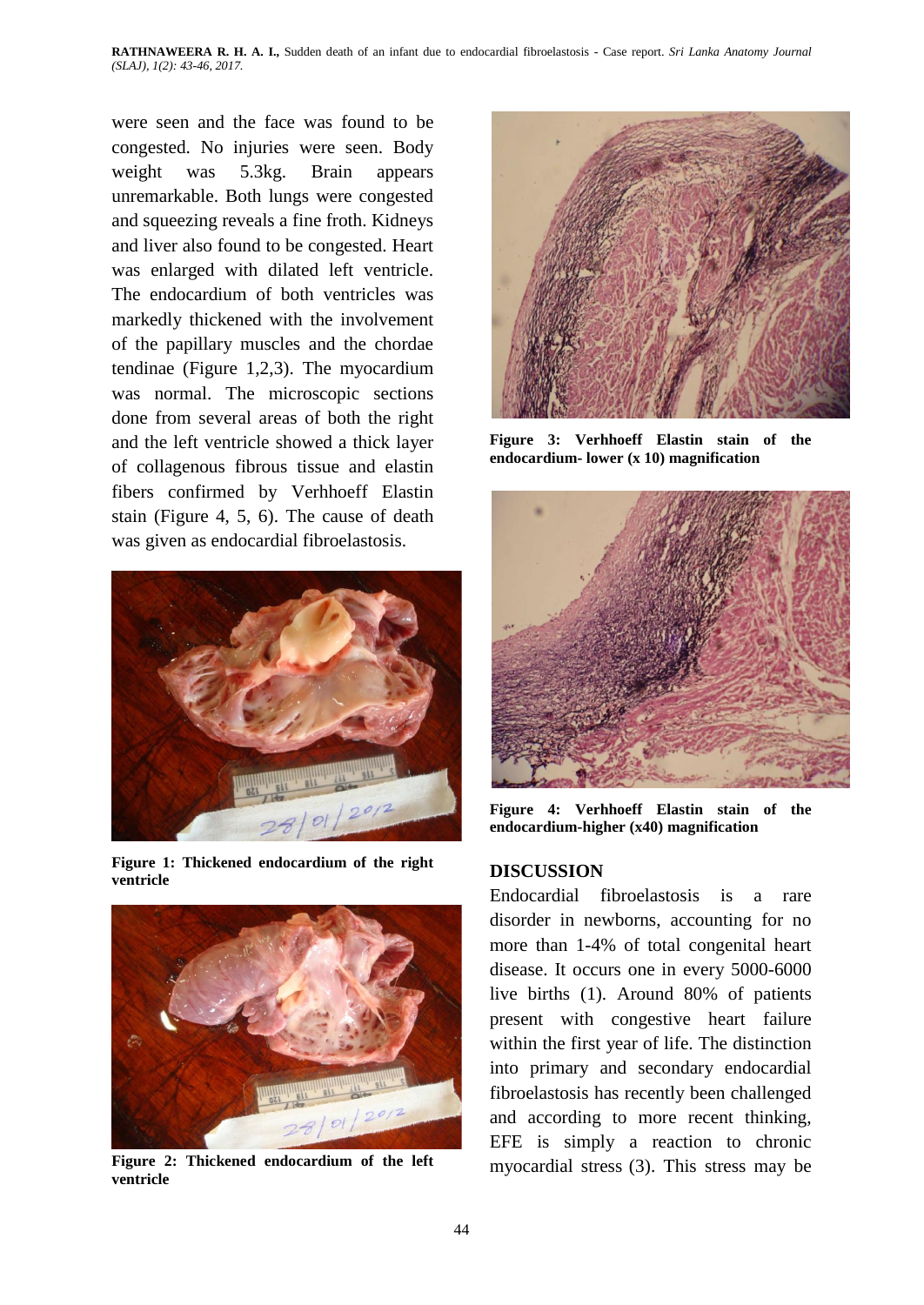were seen and the face was found to be congested. No injuries were seen. Body weight was 5.3kg. Brain appears unremarkable. Both lungs were congested and squeezing reveals a fine froth. Kidneys and liver also found to be congested. Heart was enlarged with dilated left ventricle. The endocardium of both ventricles was markedly thickened with the involvement of the papillary muscles and the chordae tendinae (Figure 1,2,3). The myocardium was normal. The microscopic sections done from several areas of both the right and the left ventricle showed a thick layer of collagenous fibrous tissue and elastin fibers confirmed by Verhhoeff Elastin stain (Figure 4, 5, 6). The cause of death was given as endocardial fibroelastosis.

**Figure 1: Thickened endocardium of the right ventricle**

**Figure 2: Thickened endocardium of the left ventricle**

**Figure 3: Verhhoeff Elastin stain of the endocardium- lower (x 10) magnification**

**Figure 4: Verhhoeff Elastin stain of the endocardium-higher (x40) magnification**

## DISCUSSION

Endocardial fibroelastosis is a rare disorder in newborns, accounting for no more than 1-4% of total congenital heart disease. It occurs one in every 5000-6000 live births (1). Around 80% of patients present with congestive heart failure within the first year of life. The distinction into primary and secondary endocardial fibroelastosis has recently been challenged and according to more recent thinking, EFE is simply a reaction to chronic myocardial stress (3). This stress may be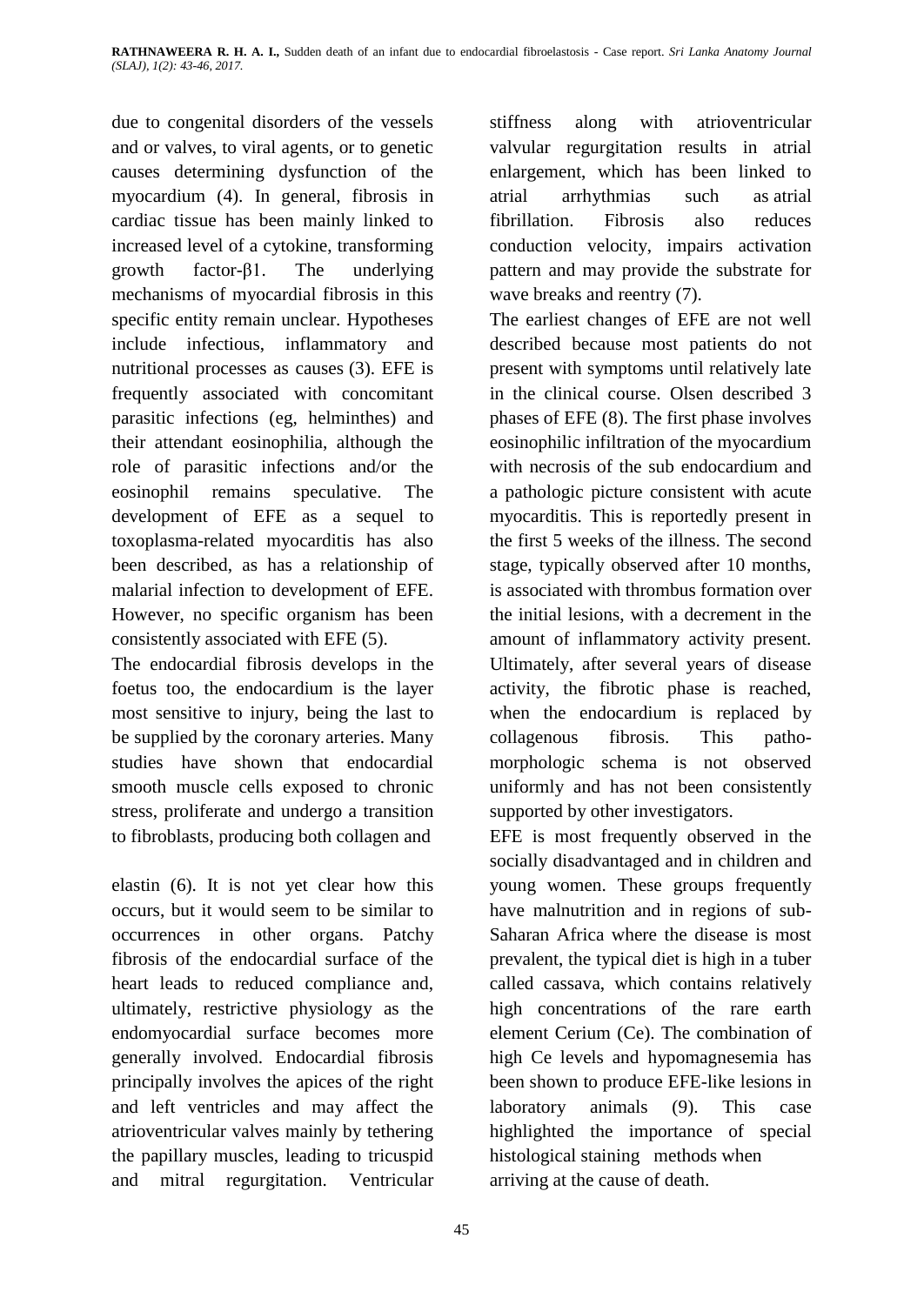due to congenital disorders of the vessels and or valves, to viral agents, or to genetic causes determining dysfunction of the myocardium (4). In general, fibrosis in cardiac tissue has been mainly linked to increased level of a cytokine, transforming growth factor-$\beta$1. The underlying mechanisms of myocardial fibrosis in this specific entity remain unclear. Hypotheses include infectious, inflammatory and nutritional processes as causes (3). EFE is frequently associated with concomitant parasitic infections (eg, helminthes) and their attendant eosinophilia, although the role of parasitic infections and/or the eosinophil remains speculative. The development of EFE as a sequel to toxoplasma-related myocarditis has also been described, as has a relationship of malarial infection to development of EFE. However, no specific organism has been consistently associated with EFE (5).

The endocardial fibrosis develops in the foetus too, the endocardium is the layer most sensitive to injury, being the last to be supplied by the coronary arteries. Many studies have shown that endocardial smooth muscle cells exposed to chronic stress, proliferate and undergo a transition to fibroblasts, producing both collagen and elastin (6). It is not yet clear how this occurs, but it would seem to be similar to occurrences in other organs. Patchy fibrosis of the endocardial surface of the heart leads to reduced compliance and, ultimately, restrictive physiology as the endomyocardial surface becomes more generally involved. Endocardial fibrosis principally involves the apices of the right and left ventricles and may affect the atrioventricular valves mainly by tethering the papillary muscles, leading to tricuspid and mitral regurgitation. Ventricular stiffness along with atrioventricular valvular regurgitation results in atrial enlargement, which has been linked to atrial arrhythmias such as atrial fibrillation. Fibrosis also reduces conduction velocity, impairs activation pattern and may provide the substrate for wave breaks and reentry (7).

The earliest changes of EFE are not well described because most patients do not present with symptoms until relatively late in the clinical course. Olsen described 3 phases of EFE (8). The first phase involves eosinophilic infiltration of the myocardium with necrosis of the sub endocardium and a pathologic picture consistent with acute myocarditis. This is reportedly present in the first 5 weeks of the illness. The second stage, typically observed after 10 months, is associated with thrombus formation over the initial lesions, with a decrement in the amount of inflammatory activity present. Ultimately, after several years of disease activity, the fibrotic phase is reached, when the endocardium is replaced by collagenous fibrosis. This patho-morphologic schema is not observed uniformly and has not been consistently supported by other investigators.

EFE is most frequently observed in the socially disadvantaged and in children and young women. These groups frequently have malnutrition and in regions of sub-Saharan Africa where the disease is most prevalent, the typical diet is high in a tuber called cassava, which contains relatively high concentrations of the rare earth element Cerium (Ce). The combination of high Ce levels and hypomagnesemia has been shown to produce EFE-like lesions in laboratory animals (9). This case highlighted the importance of special histological staining methods when arriving at the cause of death.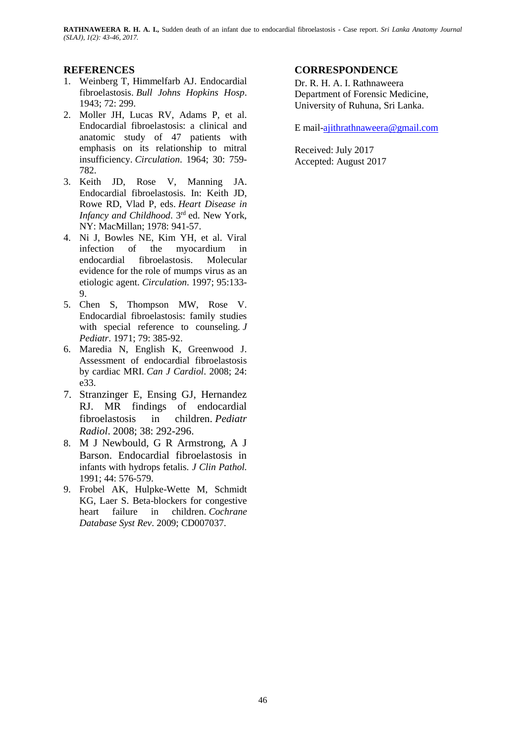## REFERENCES

1. Weinberg T, Himmelfarb AJ. Endocardial fibroelastosis. *Bull Johns Hopkins Hosp*. 1943; 72: 299.
2. Moller JH, Lucas RV, Adams P, et al. Endocardial fibroelastosis: a clinical and anatomic study of 47 patients with emphasis on its relationship to mitral insufficiency. *Circulation*. 1964; 30: 759-782.
3. Keith JD, Rose V, Manning JA. Endocardial fibroelastosis. In: Keith JD, Rowe RD, Vlad P, eds. *Heart Disease in Infancy and Childhood*. 3rd ed. New York, NY: MacMillan; 1978: 941-57.
4. Ni J, Bowles NE, Kim YH, et al. Viral infection of the myocardium in endocardial fibroelastosis. Molecular evidence for the role of mumps virus as an etiologic agent. *Circulation*. 1997; 95:133-9.
5. Chen S, Thompson MW, Rose V. Endocardial fibroelastosis: family studies with special reference to counseling. *J Pediatr*. 1971; 79: 385-92.
6. Maredia N, English K, Greenwood J. Assessment of endocardial fibroelastosis by cardiac MRI. *Can J Cardiol*. 2008; 24: e33.
7. Stranzinger E, Ensing GJ, Hernandez RJ. MR findings of endocardial fibroelastosis in children. *Pediatr Radiol*. 2008; 38: 292-296.
8. M J Newbould, G R Armstrong, A J Barson. Endocardial fibroelastosis in infants with hydrops fetalis. *J Clin Pathol.* 1991; 44: 576-579.
9. Frobel AK, Hulpke-Wette M, Schmidt KG, Laer S. Beta-blockers for congestive heart failure in children. *Cochrane Database Syst Rev*. 2009; CD007037.

## CORRESPONDENCE

Dr. R. H. A. I. Rathnaweera
Department of Forensic Medicine,
University of Ruhuna, Sri Lanka.

E mail-ajithrathnaweera@gmail.com

Received: July 2017
Accepted: August 2017